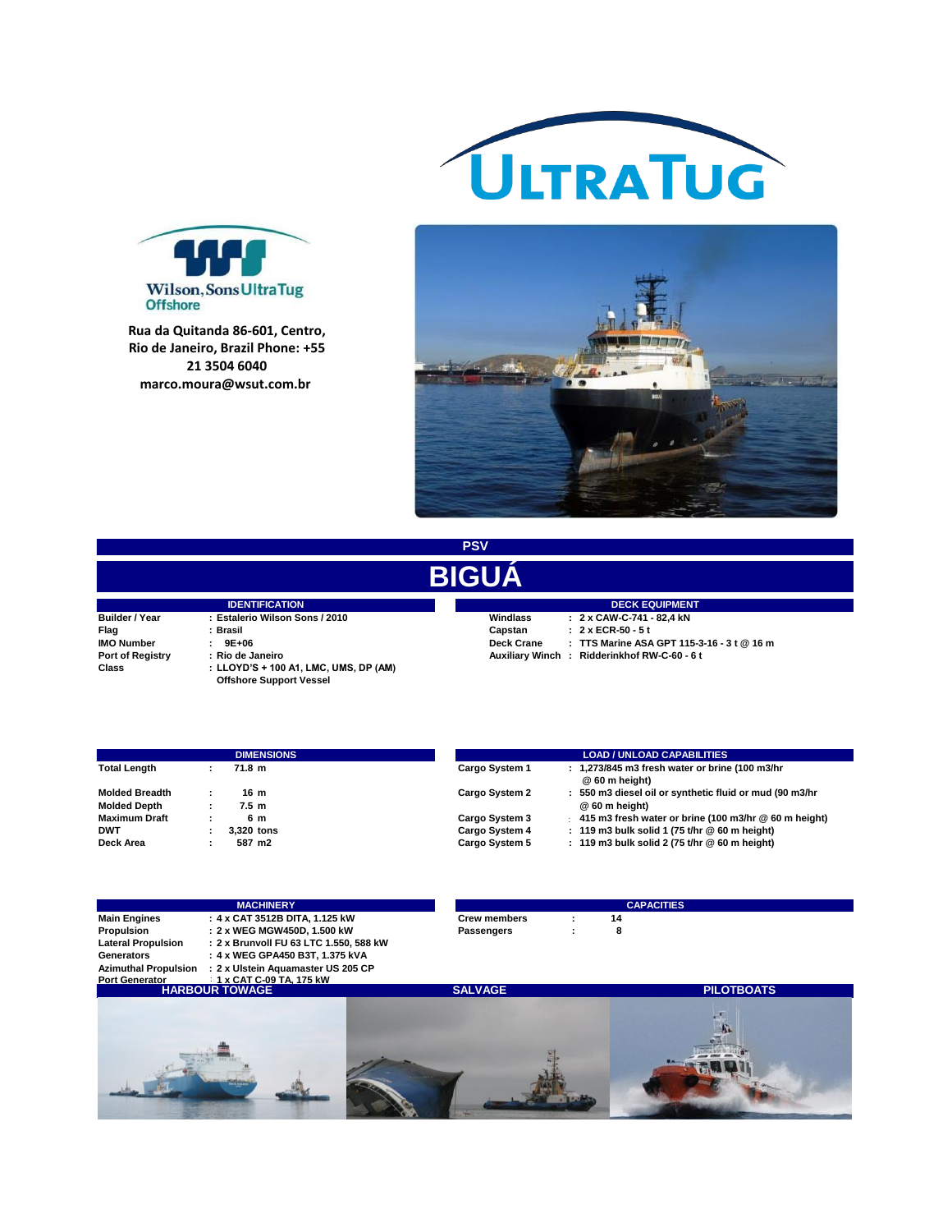# ULTRATUG

Wilson, Sons UltraTug Offshore

**Rua da Quitanda 86-601, Centro, Rio de Janeiro, Brazil Phone: +55 21 3504 6040**
**marco.moura@wsut.com.br**

## PSV

# BIGUÁ

| IDENTIFICATION | |
|---|---|
| Builder / Year | : Estalerio Wilson Sons / 2010 |
| Flag | : Brasil |
| IMO Number | : 9E+06 |
| Port of Registry | : Rio de Janeiro |
| Class | : LLOYD'S + 100 A1, LMC, UMS, DP (AM) Offshore Support Vessel |

| DECK EQUIPMENT | |
|---|---|
| Windlass | : 2 x CAW-C-741 - 82,4 kN |
| Capstan | : 2 x ECR-50 - 5 t |
| Deck Crane | : TTS Marine ASA GPT 115-3-16 - 3 t @ 16 m |
| Auxiliary Winch | : Ridderinkhof RW-C-60 - 6 t |

| DIMENSIONS | |
|---|---|
| Total Length | : 71.8 m |
| Molded Breadth | : 16 m |
| Molded Depth | : 7.5 m |
| Maximum Draft | : 6 m |
| DWT | : 3,320 tons |
| Deck Area | : 587 m2 |

| LOAD / UNLOAD CAPABILITIES | |
|---|---|
| Cargo System 1 | : 1,273/845 m3 fresh water or brine (100 m3/hr @ 60 m height) |
| Cargo System 2 | : 550 m3 diesel oil or synthetic fluid or mud (90 m3/hr @ 60 m height) |
| Cargo System 3 | : 415 m3 fresh water or brine (100 m3/hr @ 60 m height) |
| Cargo System 4 | : 119 m3 bulk solid 1 (75 t/hr @ 60 m height) |
| Cargo System 5 | : 119 m3 bulk solid 2 (75 t/hr @ 60 m height) |

| MACHINERY | |
|---|---|
| Main Engines | : 4 x CAT 3512B DITA, 1.125 kW |
| Propulsion | : 2 x WEG MGW450D, 1.500 kW |
| Lateral Propulsion | : 2 x Brunvoll FU 63 LTC 1.550, 588 kW |
| Generators | : 4 x WEG GPA450 B3T, 1.375 kVA |
| Azimuthal Propulsion | : 2 x Ulstein Aquamaster US 205 CP |
| Port Generator | : 1 x CAT C-09 TA, 175 kW |

| CAPACITIES | |
|---|---|
| Crew members | : 14 |
| Passengers | : 8 |

HARBOUR TOWAGE | SALVAGE | PILOTBOATS